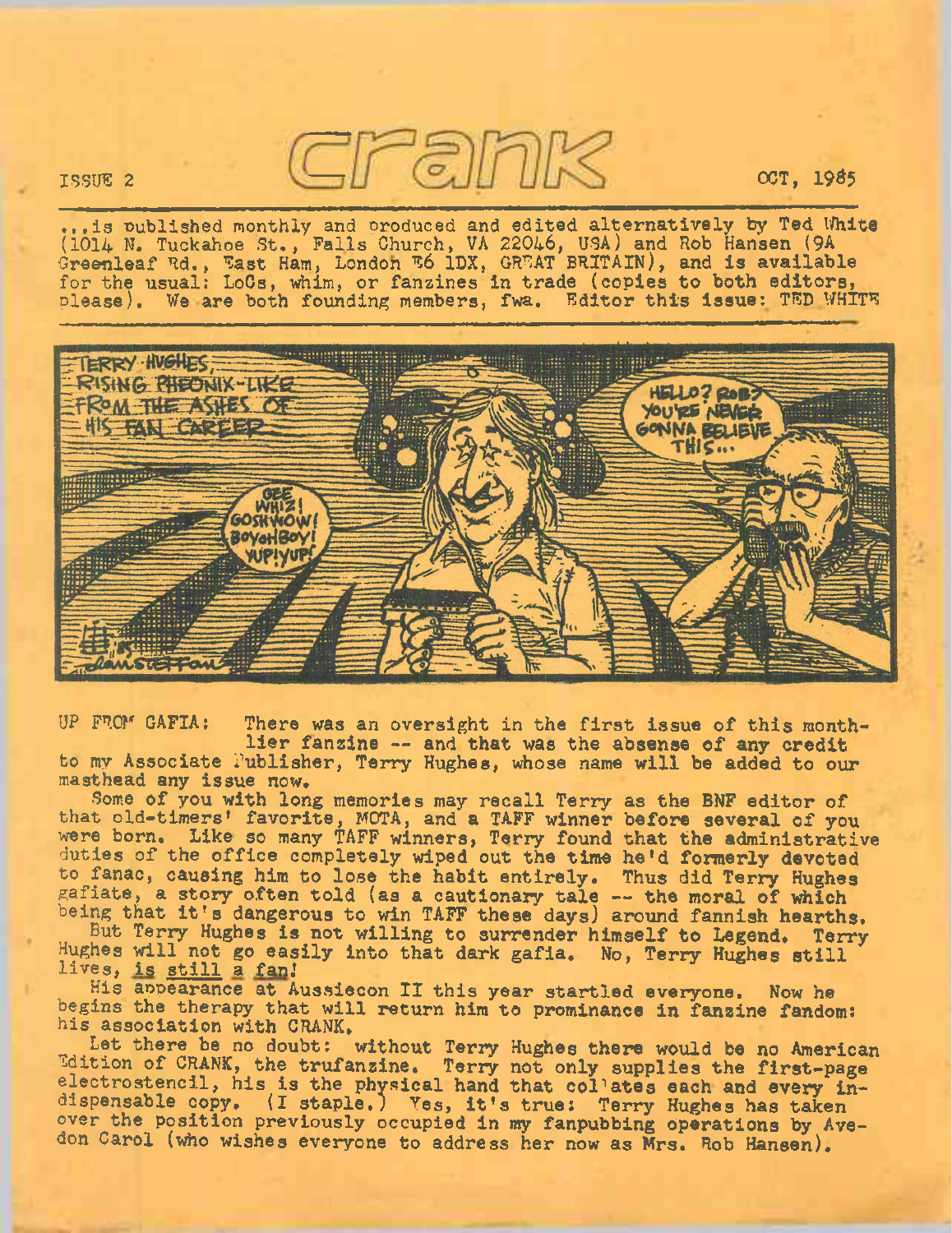ISSUE 2

# crank

OCT, 1985

...is published monthly and produced and edited alternatively by Ted White (1014 N. Tuckahoe St., Falls Church, VA 22046, USA) and Rob Hansen (9A Greenleaf Rd., East Ham, London E6 1DX, GREAT BRITAIN), and is available for the usual: LoCs, whim, or fanzines in trade (copies to both editors, please). We are both founding members, fwa. Editor this issue: TED WHITE

UP FROM GAFIA: There was an oversight in the first issue of this monthlier fanzine -- and that was the absense of any credit to my Associate Publisher, Terry Hughes, whose name will be added to our masthead any issue now.

Some of you with long memories may recall Terry as the BNF editor of that old-timers' favorite, MOTA, and a TAFF winner before several of you were born. Like so many TAFF winners, Terry found that the administrative duties of the office completely wiped out the time he'd formerly devoted to fanac, causing him to lose the habit entirely. Thus did Terry Hughes gafiate, a story often told (as a cautionary tale -- the moral of which being that it's dangerous to win TAFF these days) around fannish hearths.

But Terry Hughes is not willing to surrender himself to Legend. Terry Hughes will not go easily into that dark gafia. No, Terry Hughes still lives, is still a fan!

His appearance at Aussiecon II this year startled everyone. Now he begins the therapy that will return him to prominance in fanzine fandom: his association with CRANK.

Let there be no doubt: without Terry Hughes there would be no American Edition of CRANK, the trufanzine. Terry not only supplies the first-page electrostencil, his is the physical hand that collates each and every indispensable copy. (I staple.) Yes, it's true: Terry Hughes has taken over the position previously occupied in my fanpubbing operations by Avedon Carol (who wishes everyone to address her now as Mrs. Rob Hansen).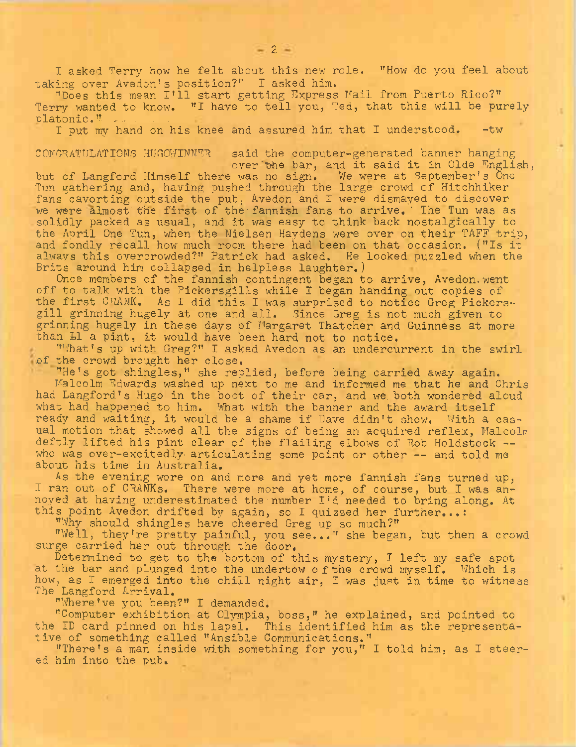I asked Terry how he felt about this new role. "How do you feel about taking over Avedon's position?" I asked him.

"Does this mean I'll start getting Express Mail from Puerto Rico?" Terry wanted to know. "I have to tell you, Ted, that this will be purely platonic."

I put my hand on his knee and assured him that I understood. -tw

CONGRATULATIONS HUGOWINNER said the computer-generated banner hanging over the bar, and it said it in Olde English, but of Langford Himself there was no sign. We were at September's One Tun gathering and, having pushed through the large crowd of Hitchhiker fans cavorting outside the pub, Avedon and I were dismayed to discover we were almost the first of the fannish fans to arrive. The Tun was as solidly packed as usual, and it was easy to think back nostalgically to the April One Tun, when the Nielsen Haydens were over on their TAFF trip, and fondly recall how much room there had been on that occasion. ("Is it always this overcrowded?" Patrick had asked. He looked puzzled when the Brits around him collapsed in helpless laughter.)

Once members of the fannish contingent began to arrive, Avedon went off to talk with the Pickersgills while I began handing out copies of the first CRANK. As I did this I was surprised to notice Greg Pickersgill grinning hugely at one and all. Since Greg is not much given to grinning hugely in these days of Margaret Thatcher and Guinness at more than £1 a pint, it would have been hard not to notice.

"What's up with Greg?" I asked Avedon as an undercurrent in the swirl of the crowd brought her close.

"He's got shingles," she replied, before being carried away again.

Malcolm Edwards washed up next to me and informed me that he and Chris had Langford's Hugo in the boot of their car, and we both wondered aloud what had happened to him. What with the banner and the award itself ready and waiting, it would be a shame if Dave didn't show. With a casual motion that showed all the signs of being an acquired reflex, Malcolm deftly lifted his pint clear of the flailing elbows of Rob Holdstock -- who was over-excitedly articulating some point or other -- and told me about his time in Australia.

As the evening wore on and more and yet more fannish fans turned up, I ran out of CRANKs. There were more at home, of course, but I was annoyed at having underestimated the number I'd needed to bring along. At this point Avedon drifted by again, so I quizzed her further...:

"Why should shingles have cheered Greg up so much?"

"Well, they're pretty painful, you see..." she began, but then a crowd surge carried her out through the door.

Determined to get to the bottom of this mystery, I left my safe spot at the bar and plunged into the undertow of the crowd myself. Which is how, as I emerged into the chill night air, I was just in time to witness The Langford Arrival.

"Where've you been?" I demanded.

"Computer exhibition at Olympia, boss," he explained, and pointed to the ID card pinned on his lapel. This identified him as the representative of something called "Ansible Communications."

"There's a man inside with something for you," I told him, as I steered him into the pub.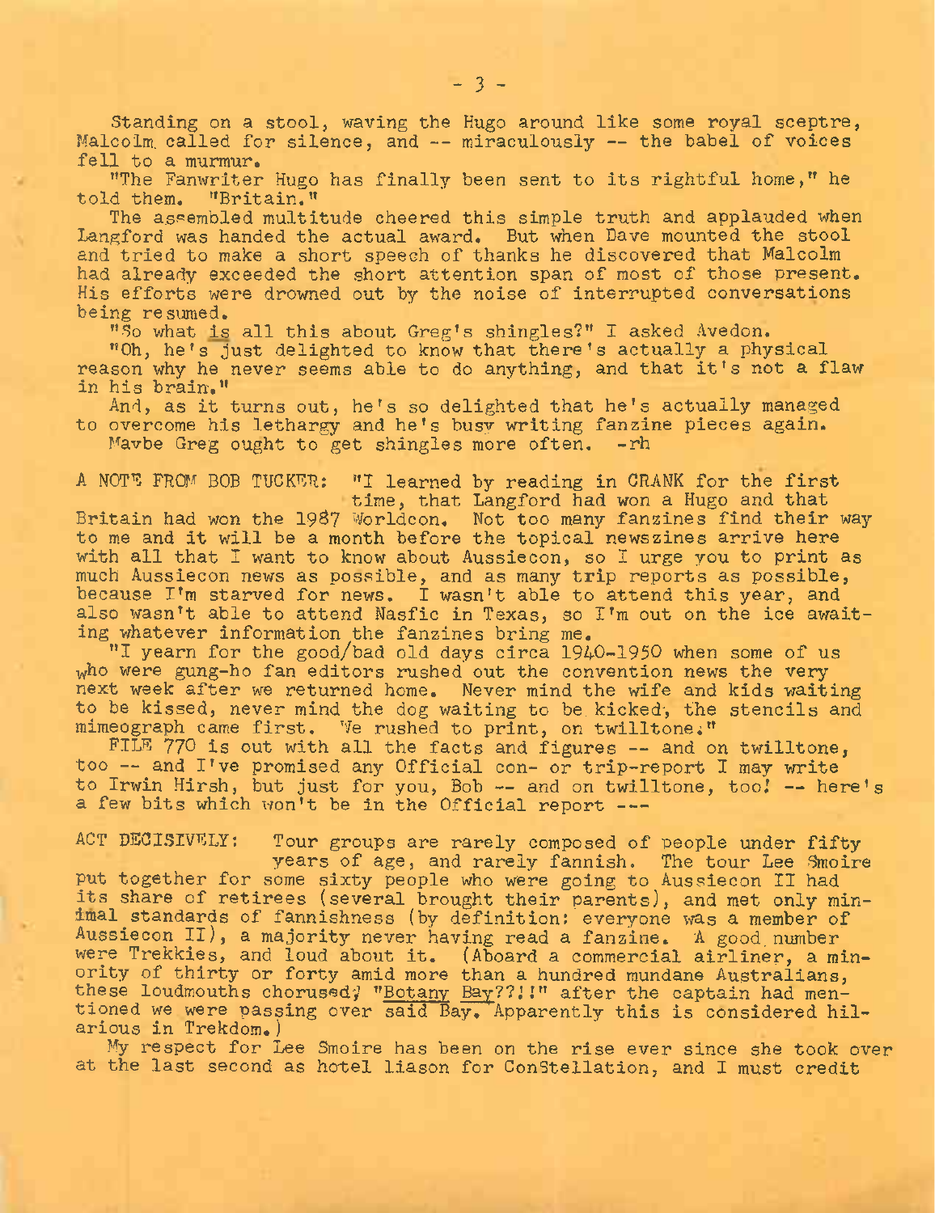Standing on a stool, waving the Hugo around like some royal sceptre, Malcolm called for silence, and -- miraculously -- the babel of voices fell to a murmur.

"The Fanwriter Hugo has finally been sent to its rightful home," he told them. "Britain."

The assembled multitude cheered this simple truth and applauded when Langford was handed the actual award. But when Dave mounted the stool and tried to make a short speech of thanks he discovered that Malcolm had already exceeded the short attention span of most of those present. His efforts were drowned out by the noise of interrupted conversations being resumed.

"So what is all this about Greg's shingles?" I asked Avedon.

"Oh, he's just delighted to know that there's actually a physical reason why he never seems able to do anything, and that it's not a flaw in his brain."

And, as it turns out, he's so delighted that he's actually managed to overcome his lethargy and he's busy writing fanzine pieces again. Maybe Greg ought to get shingles more often. -rh

A NOTE FROM BOB TUCKER: "I learned by reading in CRANK for the first time, that Langford had won a Hugo and that Britain had won the 1987 Worldcon. Not too many fanzines find their way to me and it will be a month before the topical newszines arrive here with all that I want to know about Aussiecon, so I urge you to print as much Aussiecon news as possible, and as many trip reports as possible, because I'm starved for news. I wasn't able to attend this year, and also wasn't able to attend Nasfic in Texas, so I'm out on the ice awaiting whatever information the fanzines bring me.

"I yearn for the good/bad old days circa 1940-1950 when some of us who were gung-ho fan editors rushed out the convention news the very next week after we returned home. Never mind the wife and kids waiting to be kissed, never mind the dog waiting to be kicked, the stencils and mimeograph came first. We rushed to print, on twilltone."

FILE 770 is out with all the facts and figures -- and on twilltone, too -- and I've promised any Official con- or trip-report I may write to Irwin Hirsh, but just for you, Bob -- and on twilltone, too! -- here's a few bits which won't be in the Official report ---

ACT DECISIVELY: Tour groups are rarely composed of people under fifty years of age, and rarely fannish. The tour Lee Smoire put together for some sixty people who were going to Aussiecon II had its share of retirees (several brought their parents), and met only minimal standards of fannishness (by definition: everyone was a member of Aussiecon II), a majority never having read a fanzine. A good number were Trekkies, and loud about it. (Aboard a commercial airliner, a minority of thirty or forty amid more than a hundred mundane Australians, these loudmouths chorused; "Botany Bay??!!" after the captain had mentioned we were passing over said Bay. Apparently this is considered hilarious in Trekdom.)

My respect for Lee Smoire has been on the rise ever since she took over at the last second as hotel liason for ConStellation, and I must credit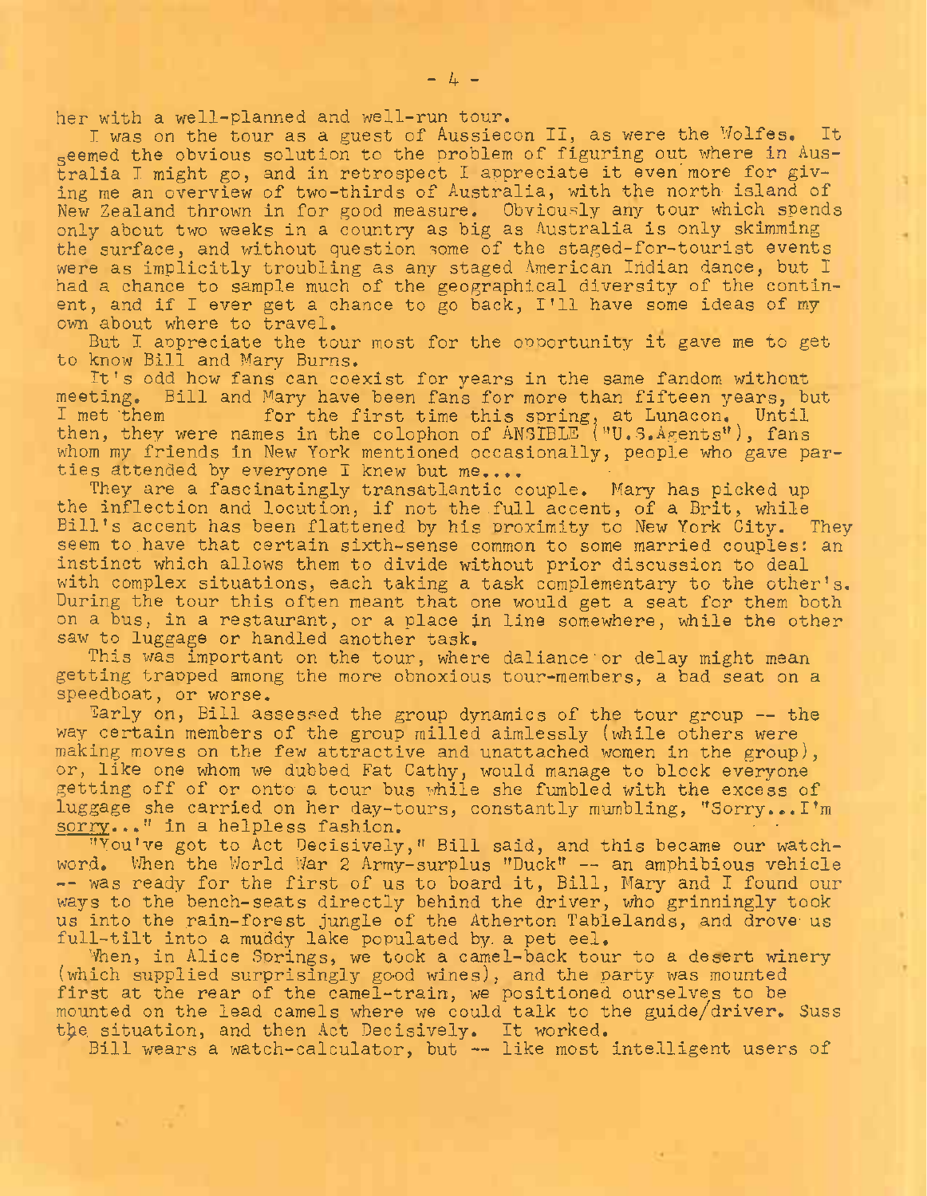her with a well-planned and well-run tour.

I was on the tour as a guest of Aussiecon II, as were the Wolfes. It seemed the obvious solution to the problem of figuring out where in Australia I might go, and in retrospect I appreciate it even more for giving me an overview of two-thirds of Australia, with the north island of New Zealand thrown in for good measure. Obviously any tour which spends only about two weeks in a country as big as Australia is only skimming the surface, and without question some of the staged-for-tourist events were as implicitly troubling as any staged American Indian dance, but I had a chance to sample much of the geographical diversity of the continent, and if I ever get a chance to go back, I'll have some ideas of my own about where to travel.

But I appreciate the tour most for the opportunity it gave me to get to know Bill and Mary Burns.

It's odd how fans can coexist for years in the same fandom without meeting. Bill and Mary have been fans for more than fifteen years, but I met them for the first time this spring, at Lunacon. Until then, they were names in the colophon of ANSIBLE ("U.S.Agents"), fans whom my friends in New York mentioned occasionally, people who gave parties attended by everyone I knew but me....

They are a fascinatingly transatlantic couple. Mary has picked up the inflection and locution, if not the full accent, of a Brit, while Bill's accent has been flattened by his proximity to New York City. They seem to have that certain sixth-sense common to some married couples: an instinct which allows them to divide without prior discussion to deal with complex situations, each taking a task complementary to the other's. During the tour this often meant that one would get a seat for them both on a bus, in a restaurant, or a place in line somewhere, while the other saw to luggage or handled another task.

This was important on the tour, where dalliance or delay might mean getting trapped among the more obnoxious tour-members, a bad seat on a speedboat, or worse.

Early on, Bill assessed the group dynamics of the tour group -- the way certain members of the group milled aimlessly (while others were making moves on the few attractive and unattached women in the group), or, like one whom we dubbed Fat Cathy, would manage to block everyone getting off of or onto a tour bus while she fumbled with the excess of luggage she carried on her day-tours, constantly mumbling, "Sorry...I'm sorry..." in a helpless fashion.

"You've got to Act Decisively," Bill said, and this became our watchword. When the World War 2 Army-surplus "Duck" -- an amphibious vehicle -- was ready for the first of us to board it, Bill, Mary and I found our ways to the bench-seats directly behind the driver, who grinningly took us into the rain-forest jungle of the Atherton Tablelands, and drove us full-tilt into a muddy lake populated by a pet eel.

When, in Alice Springs, we took a camel-back tour to a desert winery (which supplied surprisingly good wines), and the party was mounted first at the rear of the camel-train, we positioned ourselves to be mounted on the lead camels where we could talk to the guide/driver. Suss the situation, and then Act Decisively. It worked.

Bill wears a watch-calculator, but -- like most intelligent users of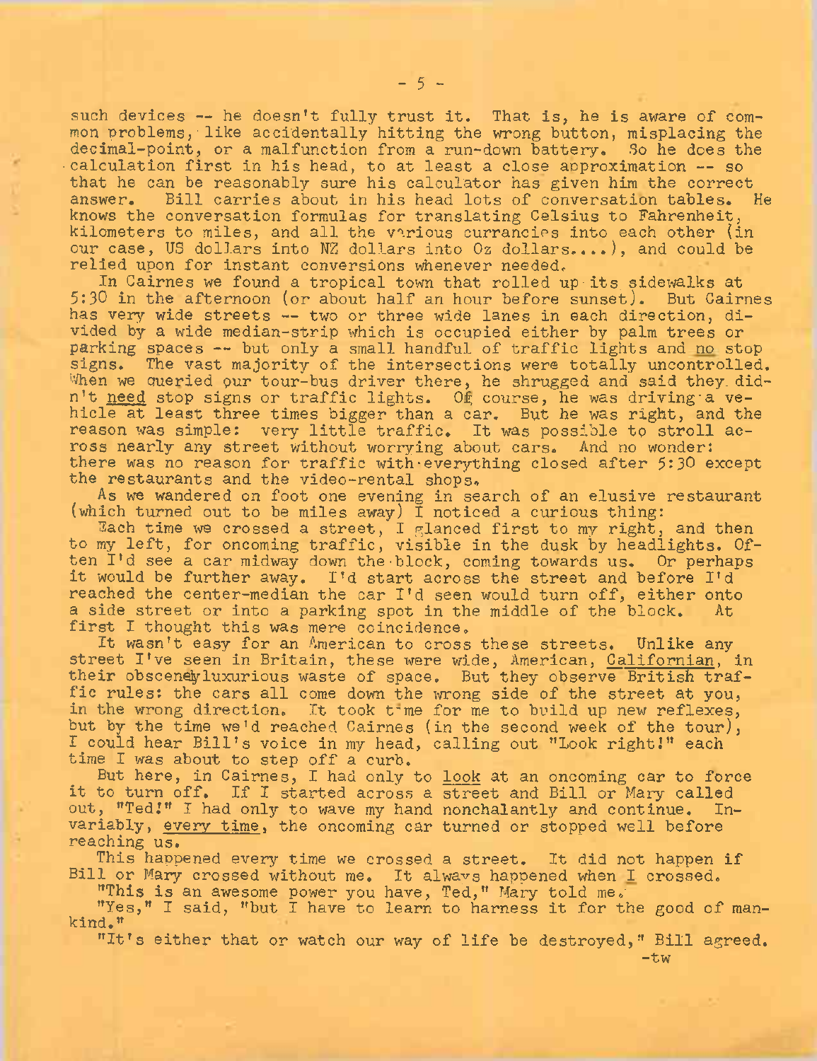such devices -- he doesn't fully trust it. That is, he is aware of common problems, like accidentally hitting the wrong button, misplacing the decimal-point, or a malfunction from a run-down battery. So he does the calculation first in his head, to at least a close approximation -- so that he can be reasonably sure his calculator has given him the correct answer. Bill carries about in his head lots of conversation tables. He knows the conversation formulas for translating Celsius to Fahrenheit, kilometers to miles, and all the various currancies into each other (in our case, US dollars into NZ dollars into Oz dollars....), and could be relied upon for instant conversions whenever needed.

In Cairnes we found a tropical town that rolled up its sidewalks at 5:30 in the afternoon (or about half an hour before sunset). But Cairnes has very wide streets -- two or three wide lanes in each direction, divided by a wide median-strip which is occupied either by palm trees or parking spaces -- but only a small handful of traffic lights and <u>no</u> stop signs. The vast majority of the intersections were totally uncontrolled. When we queried our tour-bus driver there, he shrugged and said they didn't <u>need</u> stop signs or traffic lights. Of course, he was driving a vehicle at least three times bigger than a car. But he was right, and the reason was simple: very little traffic. It was possible to stroll across nearly any street without worrying about cars. And no wonder: there was no reason for traffic with everything closed after 5:30 except the restaurants and the video-rental shops.

As we wandered on foot one evening in search of an elusive restaurant (which turned out to be miles away) I noticed a curious thing:

Each time we crossed a street, I glanced first to my right, and then to my left, for oncoming traffic, visible in the dusk by headlights. Often I'd see a car midway down the block, coming towards us. Or perhaps it would be further away. I'd start across the street and before I'd reached the center-median the car I'd seen would turn off, either onto a side street or into a parking spot in the middle of the block. At first I thought this was mere coincidence.

It wasn't easy for an American to cross these streets. Unlike any street I've seen in Britain, these were wide, American, <u>Californian</u>, in their obscenely luxurious waste of space. But they observe British traffic rules: the cars all come down the wrong side of the street at you, in the wrong direction. It took time for me to build up new reflexes, but by the time we'd reached Cairnes (in the second week of the tour), I could hear Bill's voice in my head, calling out "Look right!" each time I was about to step off a curb.

But here, in Cairnes, I had only to <u>look</u> at an oncoming car to force it to turn off. If I started across a street and Bill or Mary called out, "Ted!" I had only to wave my hand nonchalantly and continue. Invariably, <u>every time</u>, the oncoming car turned or stopped well before reaching us.

This happened every time we crossed a street. It did not happen if Bill or Mary crossed without me. It always happened when <u>I</u> crossed.

"This is an awesome power you have, Ted," Mary told me.

"Yes," I said, "but I have to learn to harness it for the good of mankind."

"It's either that or watch our way of life be destroyed," Bill agreed.

-tw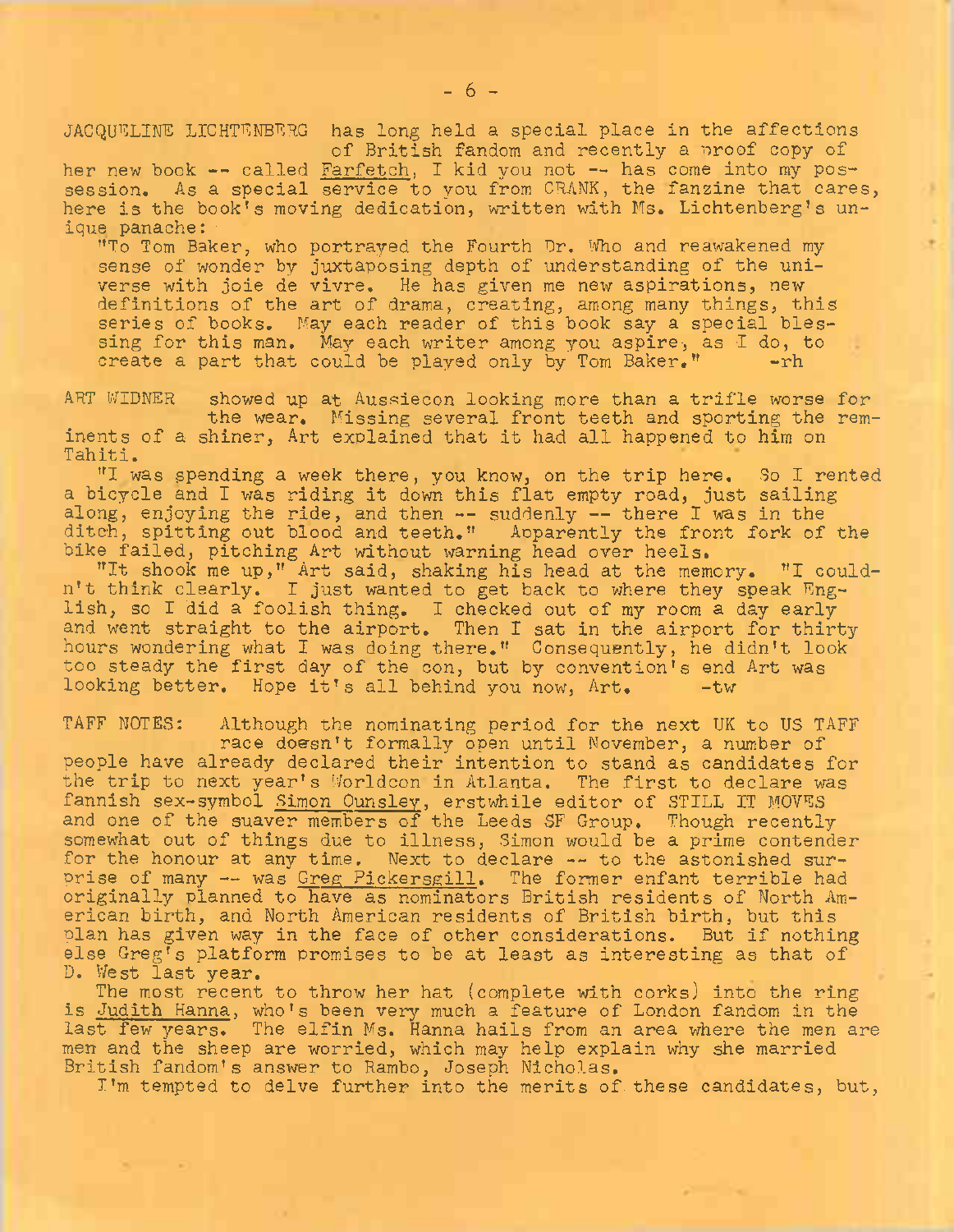JACQUELINE LICHTENBERG has long held a special place in the affections of British fandom and recently a proof copy of her new book -- called Farfetch, I kid you not -- has come into my possession. As a special service to you from CRANK, the fanzine that cares, here is the book's moving dedication, written with Ms. Lichtenberg's unique panache:

"To Tom Baker, who portrayed the Fourth Dr. Who and reawakened my sense of wonder by juxtaposing depth of understanding of the universe with joie de vivre. He has given me new aspirations, new definitions of the art of drama, creating, among many things, this series of books. May each reader of this book say a special blessing for this man. May each writer among you aspire, as I do, to create a part that could be played only by Tom Baker." -rh

ART WIDNER showed up at Aussiecon looking more than a trifle worse for the wear. Missing several front teeth and sporting the reminents of a shiner, Art explained that it had all happened to him on Tahiti.

"I was spending a week there, you know, on the trip here. So I rented a bicycle and I was riding it down this flat empty road, just sailing along, enjoying the ride, and then -- suddenly -- there I was in the ditch, spitting out blood and teeth." Apparently the front fork of the bike failed, pitching Art without warning head over heels.

"It shook me up," Art said, shaking his head at the memory. "I couldn't think clearly. I just wanted to get back to where they speak English, so I did a foolish thing. I checked out of my room a day early and went straight to the airport. Then I sat in the airport for thirty hours wondering what I was doing there." Consequently, he didn't look too steady the first day of the con, but by convention's end Art was looking better. Hope it's all behind you now, Art. -tw

TAFF NOTES: Although the nominating period for the next UK to US TAFF race doesn't formally open until November, a number of people have already declared their intention to stand as candidates for the trip to next year's Worldcon in Atlanta. The first to declare was fannish sex-symbol Simon Ounsley, erstwhile editor of STILL IT MOVES and one of the suaver members of the Leeds SF Group. Though recently somewhat out of things due to illness, Simon would be a prime contender for the honour at any time. Next to declare -- to the astonished surprise of many -- was Greg Pickersgill. The former enfant terrible had originally planned to have as nominators British residents of North American birth, and North American residents of British birth, but this plan has given way in the face of other considerations. But if nothing else Greg's platform promises to be at least as interesting as that of D. West last year.

The most recent to throw her hat (complete with corks) into the ring is Judith Hanna, who's been very much a feature of London fandom in the last few years. The elfin Ms. Hanna hails from an area where the men are men and the sheep are worried, which may help explain why she married British fandom's answer to Rambo, Joseph Nicholas.

I'm tempted to delve further into the merits of these candidates, but,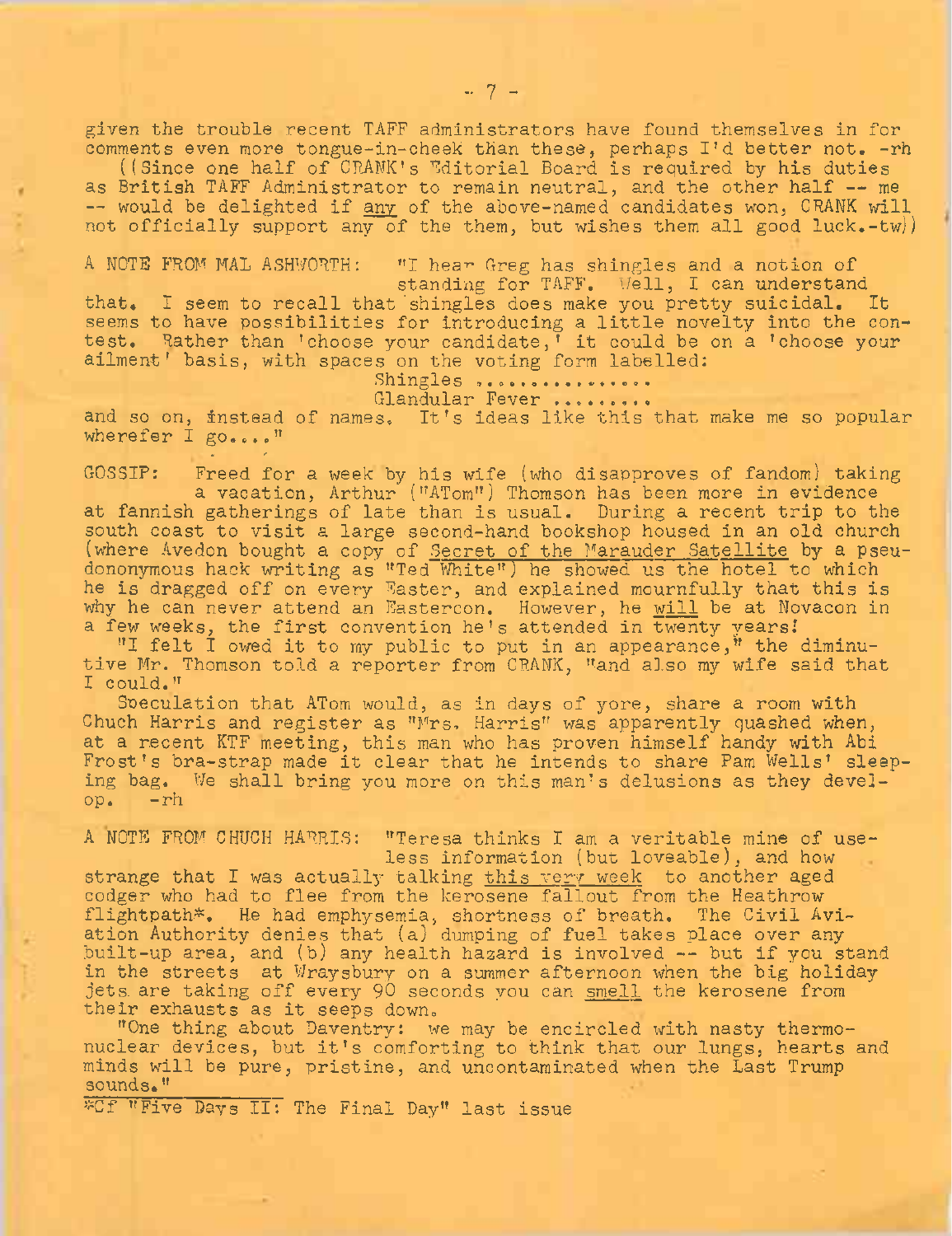given the trouble recent TAFF administrators have found themselves in for comments even more tongue-in-cheek than these, perhaps I'd better not. -rh

((Since one half of CRANK's Editorial Board is required by his duties as British TAFF Administrator to remain neutral, and the other half -- me -- would be delighted if <u>any</u> of the above-named candidates won, CRANK will not officially support <u>any</u> of the them, but wishes them all good luck.-tw))

A NOTE FROM MAL ASHWORTH: "I hear Greg has shingles and a notion of standing for TAFF. Well, I can understand that. I seem to recall that shingles does make you pretty suicidal. It seems to have possibilities for introducing a little novelty into the contest. Rather than 'choose your candidate,' it could be on a 'choose your ailment' basis, with spaces on the voting form labelled:

Shingles ...............
Glandular Fever .........

and so on, instead of names. It's ideas like this that make me so popular wherefer I go...."

GOSSIP: Freed for a week by his wife (who disapproves of fandom) taking a vacation, Arthur ("ATom") Thomson has been more in evidence at fannish gatherings of late than is usual. During a recent trip to the south coast to visit a large second-hand bookshop housed in an old church (where Avedon bought a copy of <u>Secret of the Marauder Satellite</u> by a pseudononymous hack writing as "Ted White") he showed us the hotel to which he is dragged off on every Easter, and explained mournfully that this is why he can never attend an Eastercon. However, he <u>will</u> be at Novacon in a few weeks, the first convention he's attended in twenty years!

"I felt I owed it to my public to put in an appearance," the diminutive Mr. Thomson told a reporter from CRANK, "and also my wife said that I could."

Speculation that ATom would, as in days of yore, share a room with Chuch Harris and register as "Mrs. Harris" was apparently quashed when, at a recent KTF meeting, this man who has proven himself handy with Abi Frost's bra-strap made it clear that he intends to share Pam Wells' sleeping bag. We shall bring you more on this man's delusions as they develop. -rh

A NOTE FROM CHUCH HARRIS: "Teresa thinks I am a veritable mine of useless information (but loveable), and how strange that I was actually talking <u>this very week</u> to another aged codger who had to flee from the kerosene fallout from the Heathrow flightpath*. He had emphysemia, shortness of breath. The Civil Aviation Authority denies that (a) dumping of fuel takes place over any built-up area, and (b) any health hazard is involved -- but if you stand in the streets at Wraysbury on a summer afternoon when the big holiday jets are taking off every 90 seconds you can <u>smell</u> the kerosene from their exhausts as it seeps down.

"One thing about Daventry: we may be encircled with nasty thermonuclear devices, but it's comforting to think that our lungs, hearts and minds will be pure, pristine, and uncontaminated when the Last Trump sounds."

*Cf "Five Days II: The Final Day" last issue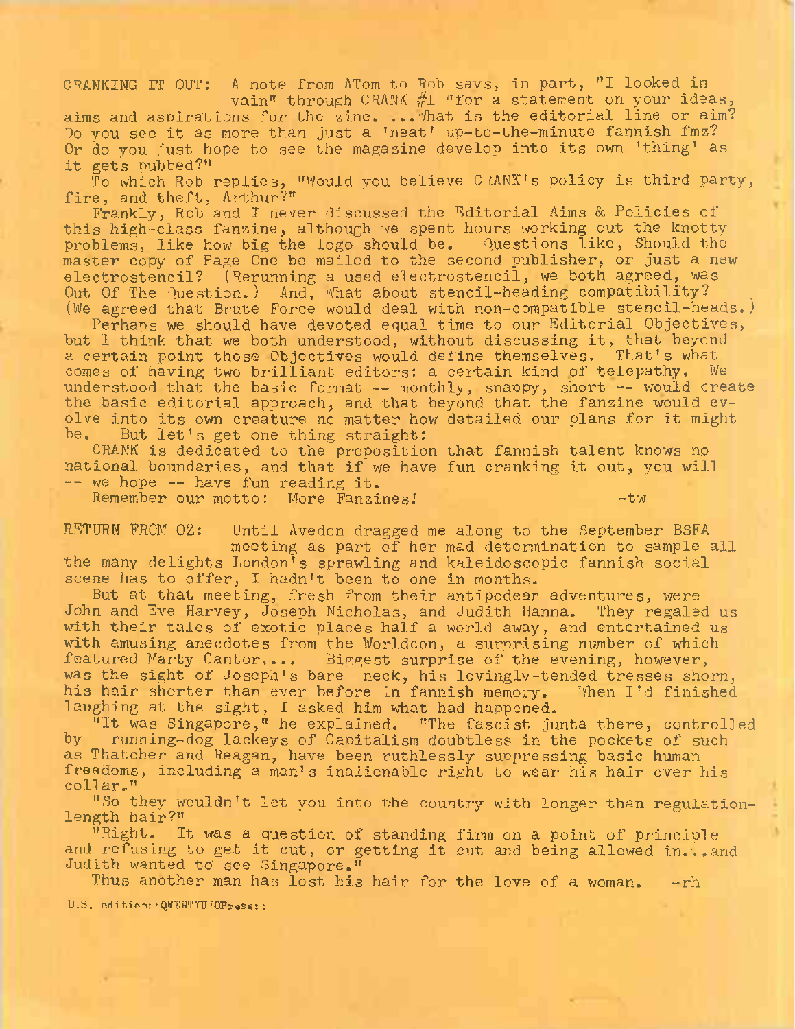**CRANKING IT OUT:** A note from ATom to Rob says, in part, "I looked in vain" through CRANK #1 "for a statement on your ideas, aims and aspirations for the zine. ...What is the editorial line or aim? Do you see it as more than just a 'neat' up-to-the-minute fannish fmz? Or do you just hope to see the magazine develop into its own 'thing' as it gets pubbed?"

To which Rob replies, "Would you believe CRANK's policy is third party, fire, and theft, Arthur?"

Frankly, Rob and I never discussed the Editorial Aims & Policies of this high-class fanzine, although we spent hours working out the knotty problems, like how big the logo should be. Questions like, Should the master copy of Page One be mailed to the second publisher, or just a new electrostencil? (Rerunning a used electrostencil, we both agreed, was Out Of The Question.) And, What about stencil-heading compatibility? (We agreed that Brute Force would deal with non-compatible stencil-heads.)

Perhaps we should have devoted equal time to our Editorial Objectives, but I think that we both understood, without discussing it, that beyond a certain point those Objectives would define themselves. That's what comes of having two brilliant editors: a certain kind of telepathy. We understood that the basic format -- monthly, snappy, short -- would create the basic editorial approach, and that beyond that the fanzine would evolve into its own creature no matter how detailed our plans for it might be. But let's get one thing straight:

CRANK is dedicated to the proposition that fannish talent knows no national boundaries, and that if we have fun cranking it out, you will -- we hope -- have fun reading it.

Remember our motto: More Fanzines! -tw

**RETURN FROM OZ:** Until Avedon dragged me along to the September BSFA meeting as part of her mad determination to sample all the many delights London's sprawling and kaleidoscopic fannish social scene has to offer, I hadn't been to one in months.

But at that meeting, fresh from their antipodean adventures, were John and Eve Harvey, Joseph Nicholas, and Judith Hanna. They regaled us with their tales of exotic places half a world away, and entertained us with amusing anecdotes from the Worldcon, a surprising number of which featured Marty Cantor.... Biggest surprise of the evening, however, was the sight of Joseph's bare neck, his lovingly-tended tresses shorn, his hair shorter than ever before in fannish memory. When I'd finished laughing at the sight, I asked him what had happened.

"It was Singapore," he explained. "The fascist junta there, controlled by running-dog lackeys of Capitalism doubtless in the pockets of such as Thatcher and Reagan, have been ruthlessly suppressing basic human freedoms, including a man's inalienable right to wear his hair over his collar."

"So they wouldn't let you into the country with longer than regulation-length hair?"

"Right. It was a question of standing firm on a point of principle and refusing to get it cut, or getting it cut and being allowed in...and Judith wanted to see Singapore."

Thus another man has lost his hair for the love of a woman. -rh

U.S. edition::QWERTYUIOPress::